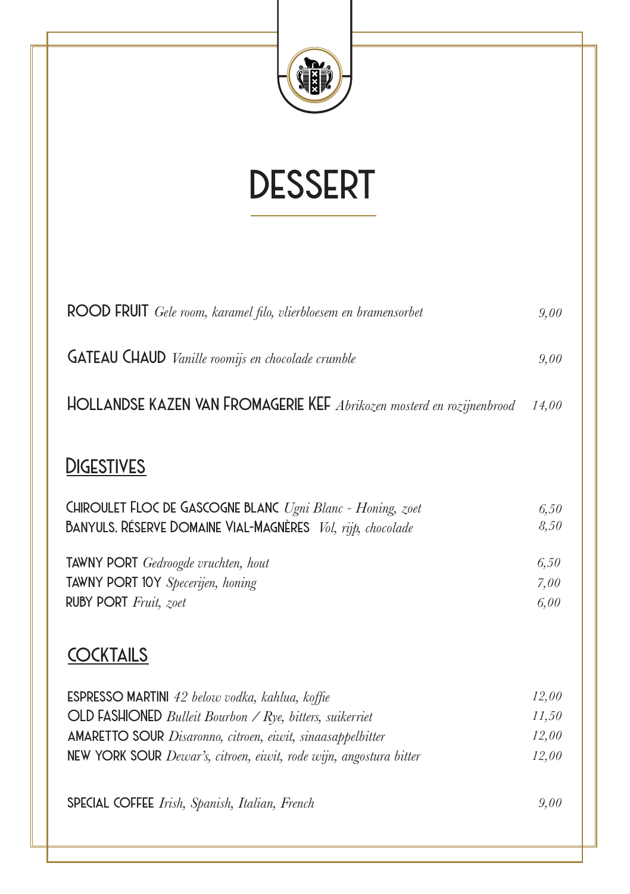# DESSERT

**ROOD FRUIT** *Gele room, karamel filo, vlierbloesem en bramensorbet* 9,00

**GATEAU CHAUD** *Vanille roomijs en chocolade crumble* 9,00

**HOLLANDSE KAZEN VAN FROMAGERIE KEF** *Abrikozen mosterd en rozijnenbrood* 14,00

## DIGESTIVES

**CHIROULET FLOC DE GASCOGNE BLANC** *Ugni Blanc - Honing, zoet* 6,50
**BANYULS, RÉSERVE DOMAINE VIAL-MAGNÈRES** *Vol, rijp, chocolade* 8,50

**TAWNY PORT** *Gedroogde vruchten, hout* 6,50
**TAWNY PORT 10Y** *Specerijen, honing* 7,00
**RUBY PORT** *Fruit, zoet* 6,00

## COCKTAILS

**ESPRESSO MARTINI** *42 below vodka, kahlua, koffie* 12,00
**OLD FASHIONED** *Bulleit Bourbon / Rye, bitters, suikerriet* 11,50
**AMARETTO SOUR** *Disaronno, citroen, eiwit, sinaasappelbitter* 12,00
**NEW YORK SOUR** *Dewar's, citroen, eiwit, rode wijn, angostura bitter* 12,00

**SPECIAL COFFEE** *Irish, Spanish, Italian, French* 9,00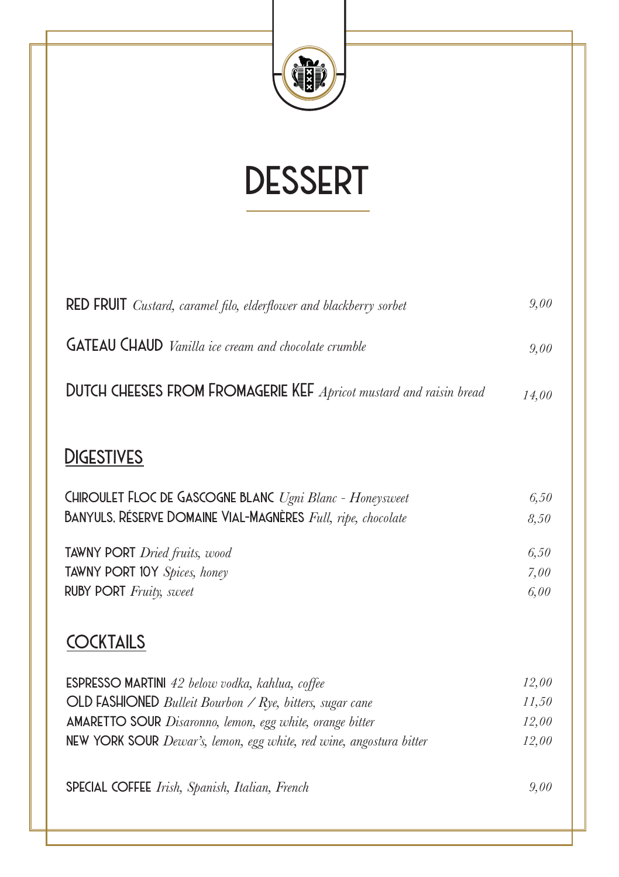# DESSERT

**RED FRUIT** *Custard, caramel filo, elderflower and blackberry sorbet* *9,00*

**GATEAU CHAUD** *Vanilla ice cream and chocolate crumble* *9,00*

**DUTCH CHEESES FROM FROMAGERIE KEF** *Apricot mustard and raisin bread* *14,00*

## DIGESTIVES

**CHIROULET FLOC DE GASCOGNE BLANC** *Ugni Blanc - Honeysweet* *6,50*

**BANYULS, RÉSERVE DOMAINE VIAL-MAGNÈRES** *Full, ripe, chocolate* *8,50*

**TAWNY PORT** *Dried fruits, wood* *6,50*

**TAWNY PORT 10Y** *Spices, honey* *7,00*

**RUBY PORT** *Fruity, sweet* *6,00*

## COCKTAILS

**ESPRESSO MARTINI** *42 below vodka, kahlua, coffee* *12,00*

**OLD FASHIONED** *Bulleit Bourbon / Rye, bitters, sugar cane* *11,50*

**AMARETTO SOUR** *Disaronno, lemon, egg white, orange bitter* *12,00*

**NEW YORK SOUR** *Dewar's, lemon, egg white, red wine, angostura bitter* *12,00*

**SPECIAL COFFEE** *Irish, Spanish, Italian, French* *9,00*